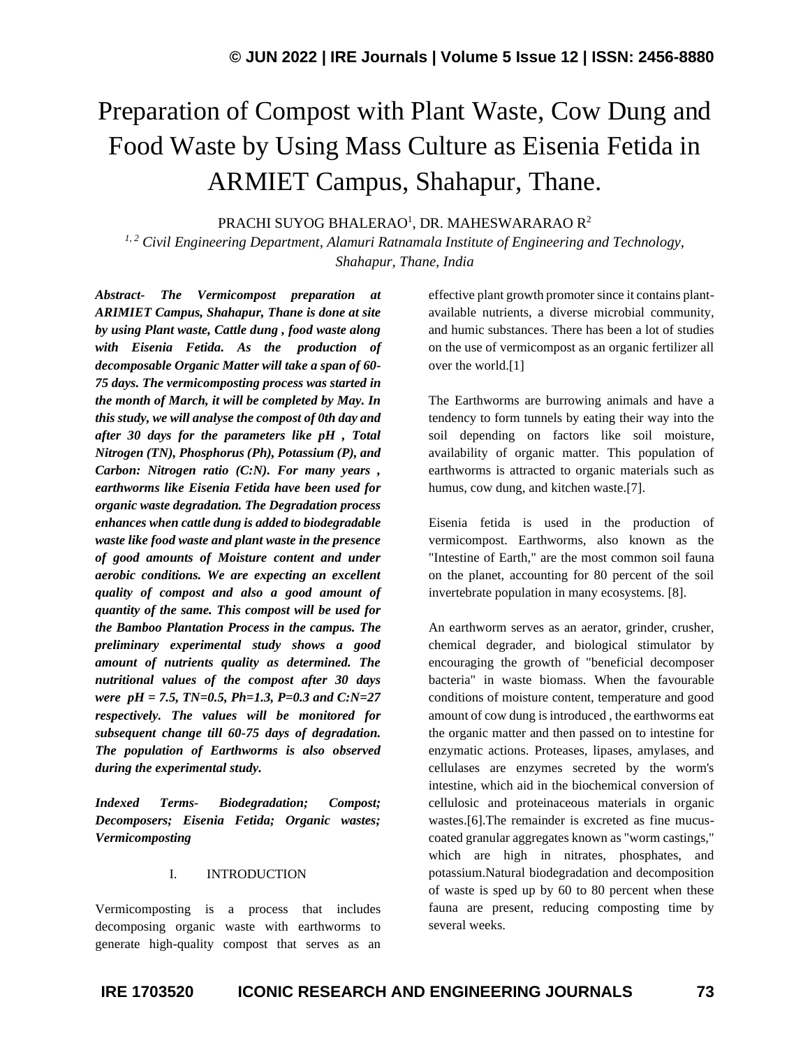# Preparation of Compost with Plant Waste, Cow Dung and Food Waste by Using Mass Culture as Eisenia Fetida in ARMIET Campus, Shahapur, Thane.

PRACHI SUYOG BHALERAO[1], DR. MAHESWARARAO R[2]

[1, 2] *Civil Engineering Department, Alamuri Ratnamala Institute of Engineering and Technology, Shahapur, Thane, India*

***Abstract- The Vermicompost preparation at ARIMIET Campus, Shahapur, Thane is done at site by using Plant waste, Cattle dung , food waste along with Eisenia Fetida. As the production of decomposable Organic Matter will take a span of 60-75 days. The vermicomposting process was started in the month of March, it will be completed by May. In this study, we will analyse the compost of 0th day and after 30 days for the parameters like pH , Total Nitrogen (TN), Phosphorus (Ph), Potassium (P), and Carbon: Nitrogen ratio (C:N). For many years , earthworms like Eisenia Fetida have been used for organic waste degradation. The Degradation process enhances when cattle dung is added to biodegradable waste like food waste and plant waste in the presence of good amounts of Moisture content and under aerobic conditions. We are expecting an excellent quality of compost and also a good amount of quantity of the same. This compost will be used for the Bamboo Plantation Process in the campus. The preliminary experimental study shows a good amount of nutrients quality as determined. The nutritional values of the compost after 30 days were pH = 7.5, TN=0.5, Ph=1.3, P=0.3 and C:N=27 respectively. The values will be monitored for subsequent change till 60-75 days of degradation. The population of Earthworms is also observed during the experimental study.***

***Indexed Terms- Biodegradation; Compost; Decomposers; Eisenia Fetida; Organic wastes; Vermicomposting***

## I. INTRODUCTION

Vermicomposting is a process that includes decomposing organic waste with earthworms to generate high-quality compost that serves as an effective plant growth promoter since it contains plant-available nutrients, a diverse microbial community, and humic substances. There has been a lot of studies on the use of vermicompost as an organic fertilizer all over the world.[1]

The Earthworms are burrowing animals and have a tendency to form tunnels by eating their way into the soil depending on factors like soil moisture, availability of organic matter. This population of earthworms is attracted to organic materials such as humus, cow dung, and kitchen waste.[7].

Eisenia fetida is used in the production of vermicompost. Earthworms, also known as the "Intestine of Earth," are the most common soil fauna on the planet, accounting for 80 percent of the soil invertebrate population in many ecosystems. [8].

An earthworm serves as an aerator, grinder, crusher, chemical degrader, and biological stimulator by encouraging the growth of "beneficial decomposer bacteria" in waste biomass. When the favourable conditions of moisture content, temperature and good amount of cow dung is introduced , the earthworms eat the organic matter and then passed on to intestine for enzymatic actions. Proteases, lipases, amylases, and cellulases are enzymes secreted by the worm's intestine, which aid in the biochemical conversion of cellulosic and proteinaceous materials in organic wastes.[6].The remainder is excreted as fine mucus-coated granular aggregates known as "worm castings," which are high in nitrates, phosphates, and potassium.Natural biodegradation and decomposition of waste is sped up by 60 to 80 percent when these fauna are present, reducing composting time by several weeks.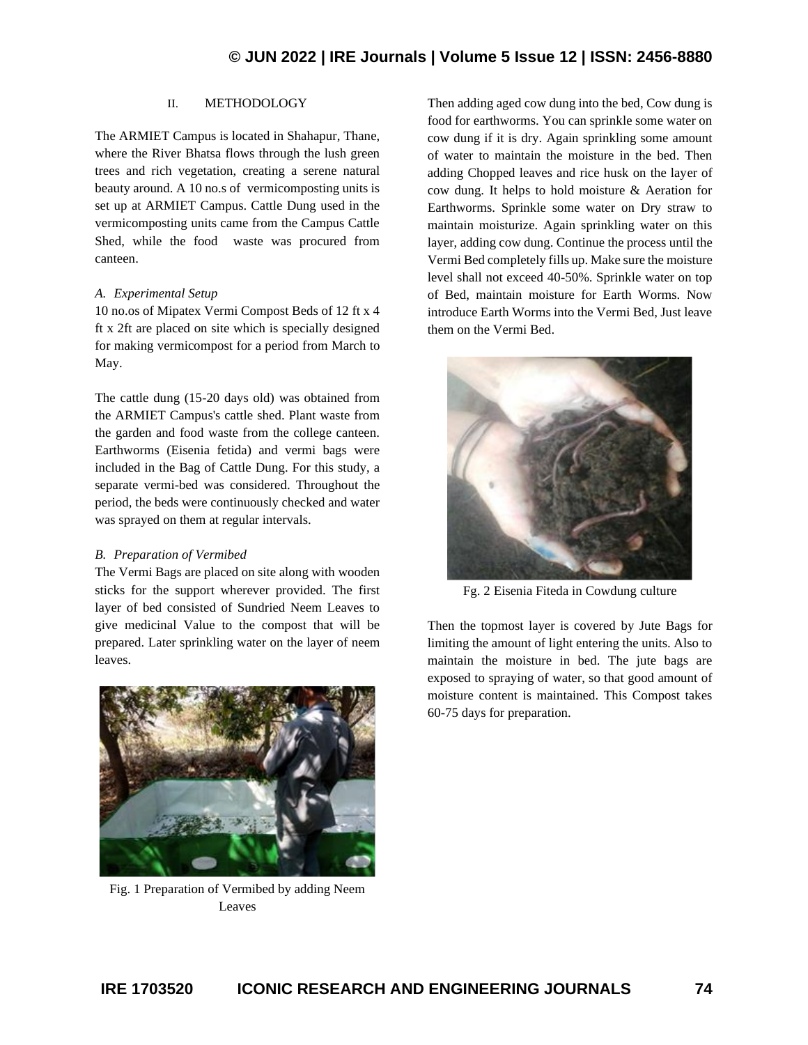## II. METHODOLOGY

The ARMIET Campus is located in Shahapur, Thane, where the River Bhatsa flows through the lush green trees and rich vegetation, creating a serene natural beauty around. A 10 no.s of vermicomposting units is set up at ARMIET Campus. Cattle Dung used in the vermicomposting units came from the Campus Cattle Shed, while the food waste was procured from canteen.

### *A. Experimental Setup*

10 no.os of Mipatex Vermi Compost Beds of 12 ft x 4 ft x 2ft are placed on site which is specially designed for making vermicompost for a period from March to May.

The cattle dung (15-20 days old) was obtained from the ARMIET Campus's cattle shed. Plant waste from the garden and food waste from the college canteen. Earthworms (Eisenia fetida) and vermi bags were included in the Bag of Cattle Dung. For this study, a separate vermi-bed was considered. Throughout the period, the beds were continuously checked and water was sprayed on them at regular intervals.

### *B. Preparation of Vermibed*

The Vermi Bags are placed on site along with wooden sticks for the support wherever provided. The first layer of bed consisted of Sundried Neem Leaves to give medicinal Value to the compost that will be prepared. Later sprinkling water on the layer of neem leaves.

Fig. 1 Preparation of Vermibed by adding Neem Leaves

Then adding aged cow dung into the bed, Cow dung is food for earthworms. You can sprinkle some water on cow dung if it is dry. Again sprinkling some amount of water to maintain the moisture in the bed. Then adding Chopped leaves and rice husk on the layer of cow dung. It helps to hold moisture & Aeration for Earthworms. Sprinkle some water on Dry straw to maintain moisturize. Again sprinkling water on this layer, adding cow dung. Continue the process until the Vermi Bed completely fills up. Make sure the moisture level shall not exceed 40-50%. Sprinkle water on top of Bed, maintain moisture for Earth Worms. Now introduce Earth Worms into the Vermi Bed, Just leave them on the Vermi Bed.

Fg. 2 Eisenia Fiteda in Cowdung culture

Then the topmost layer is covered by Jute Bags for limiting the amount of light entering the units. Also to maintain the moisture in bed. The jute bags are exposed to spraying of water, so that good amount of moisture content is maintained. This Compost takes 60-75 days for preparation.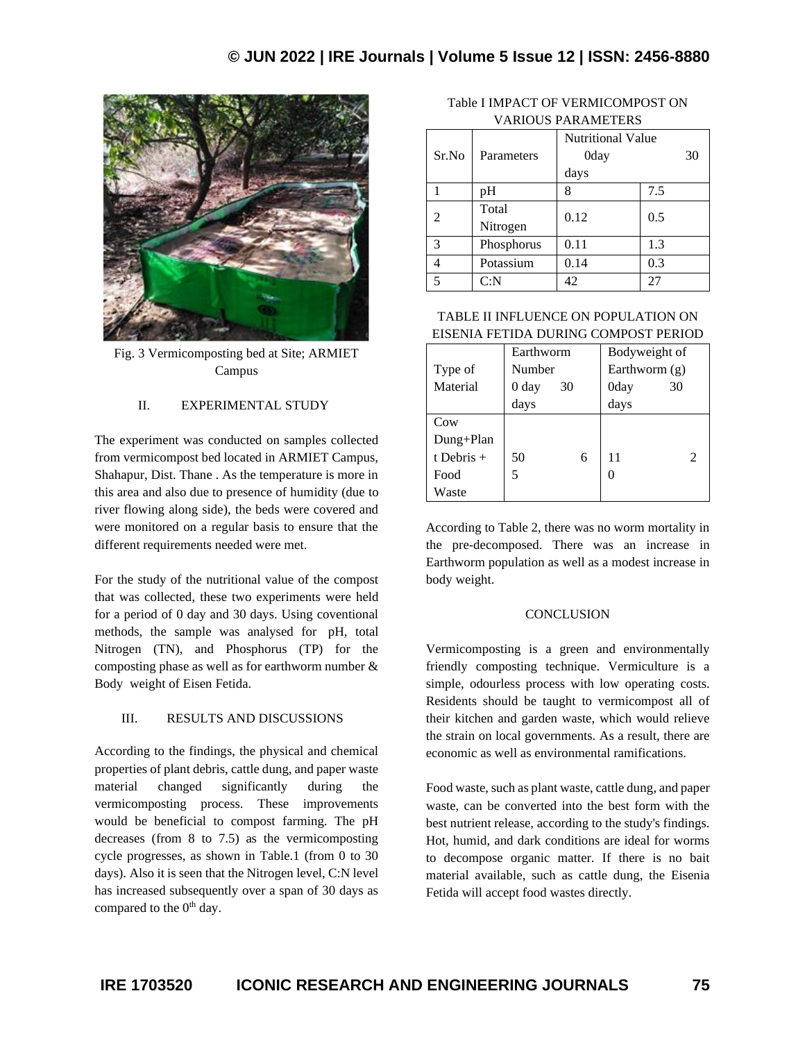Fig. 3 Vermicomposting bed at Site; ARMIET Campus

## II. EXPERIMENTAL STUDY

The experiment was conducted on samples collected from vermicompost bed located in ARMIET Campus, Shahapur, Dist. Thane . As the temperature is more in this area and also due to presence of humidity (due to river flowing along side), the beds were covered and were monitored on a regular basis to ensure that the different requirements needed were met.

For the study of the nutritional value of the compost that was collected, these two experiments were held for a period of 0 day and 30 days. Using coventional methods, the sample was analysed for pH, total Nitrogen (TN), and Phosphorus (TP) for the composting phase as well as for earthworm number & Body weight of Eisen Fetida.

## III. RESULTS AND DISCUSSIONS

According to the findings, the physical and chemical properties of plant debris, cattle dung, and paper waste material changed significantly during the vermicomposting process. These improvements would be beneficial to compost farming. The pH decreases (from 8 to 7.5) as the vermicomposting cycle progresses, as shown in Table.1 (from 0 to 30 days). Also it is seen that the Nitrogen level, C:N level has increased subsequently over a span of 30 days as compared to the $0^{th}$ day.

Table I IMPACT OF VERMICOMPOST ON VARIOUS PARAMETERS

| Sr.No | Parameters | Nutritional Value | |
|---|---|---|---|
| | | 0day | 30 days |
| 1 | pH | 8 | 7.5 |
| 2 | Total Nitrogen | 0.12 | 0.5 |
| 3 | Phosphorus | 0.11 | 1.3 |
| 4 | Potassium | 0.14 | 0.3 |
| 5 | C:N | 42 | 27 |

TABLE II INFLUENCE ON POPULATION ON EISENIA FETIDA DURING COMPOST PERIOD

| Type of Material | Earthworm Number | | Bodyweight of Earthworm (g) | |
|---|---|---|---|---|
| | 0 day | 30 days | 0day | 30 days |
| Cow Dung+Plant Debris + Food Waste | 50 | 65 | 110 | 2 |

According to Table 2, there was no worm mortality in the pre-decomposed. There was an increase in Earthworm population as well as a modest increase in body weight.

## CONCLUSION

Vermicomposting is a green and environmentally friendly composting technique. Vermiculture is a simple, odourless process with low operating costs. Residents should be taught to vermicompost all of their kitchen and garden waste, which would relieve the strain on local governments. As a result, there are economic as well as environmental ramifications.

Food waste, such as plant waste, cattle dung, and paper waste, can be converted into the best form with the best nutrient release, according to the study's findings. Hot, humid, and dark conditions are ideal for worms to decompose organic matter. If there is no bait material available, such as cattle dung, the Eisenia Fetida will accept food wastes directly.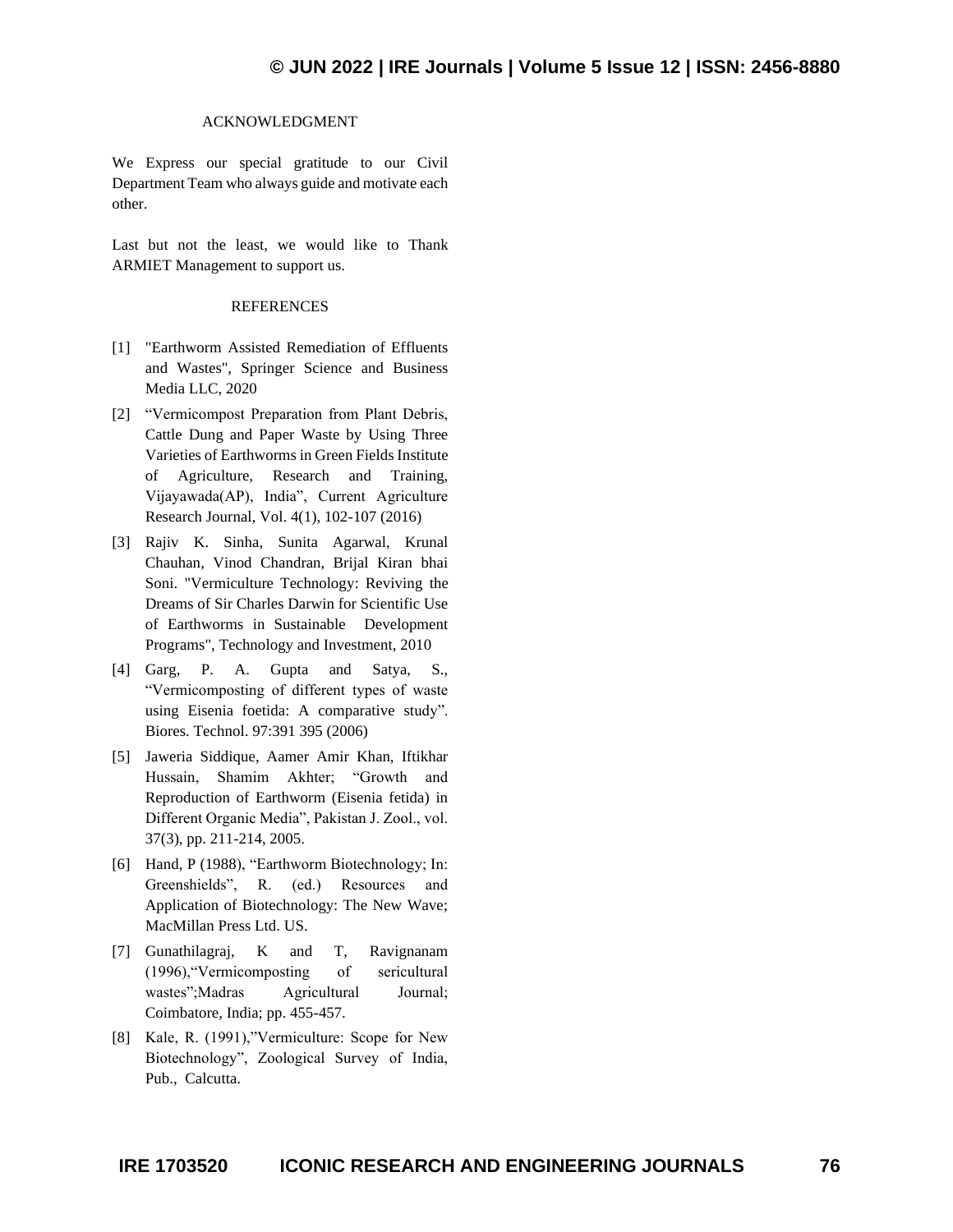## ACKNOWLEDGMENT

We Express our special gratitude to our Civil Department Team who always guide and motivate each other.

Last but not the least, we would like to Thank ARMIET Management to support us.

## REFERENCES

[1] "Earthworm Assisted Remediation of Effluents and Wastes", Springer Science and Business Media LLC, 2020

[2] "Vermicompost Preparation from Plant Debris, Cattle Dung and Paper Waste by Using Three Varieties of Earthworms in Green Fields Institute of Agriculture, Research and Training, Vijayawada(AP), India", Current Agriculture Research Journal, Vol. 4(1), 102-107 (2016)

[3] Rajiv K. Sinha, Sunita Agarwal, Krunal Chauhan, Vinod Chandran, Brijal Kiran bhai Soni. "Vermiculture Technology: Reviving the Dreams of Sir Charles Darwin for Scientific Use of Earthworms in Sustainable Development Programs", Technology and Investment, 2010

[4] Garg, P. A. Gupta and Satya, S., "Vermicomposting of different types of waste using Eisenia foetida: A comparative study". Biores. Technol. 97:391 395 (2006)

[5] Jaweria Siddique, Aamer Amir Khan, Iftikhar Hussain, Shamim Akhter; "Growth and Reproduction of Earthworm (Eisenia fetida) in Different Organic Media", Pakistan J. Zool., vol. 37(3), pp. 211-214, 2005.

[6] Hand, P (1988), "Earthworm Biotechnology; In: Greenshields", R. (ed.) Resources and Application of Biotechnology: The New Wave; MacMillan Press Ltd. US.

[7] Gunathilagraj, K and T, Ravignanam (1996),"Vermicomposting of sericultural wastes";Madras Agricultural Journal; Coimbatore, India; pp. 455-457.

[8] Kale, R. (1991),"Vermiculture: Scope for New Biotechnology", Zoological Survey of India, Pub., Calcutta.